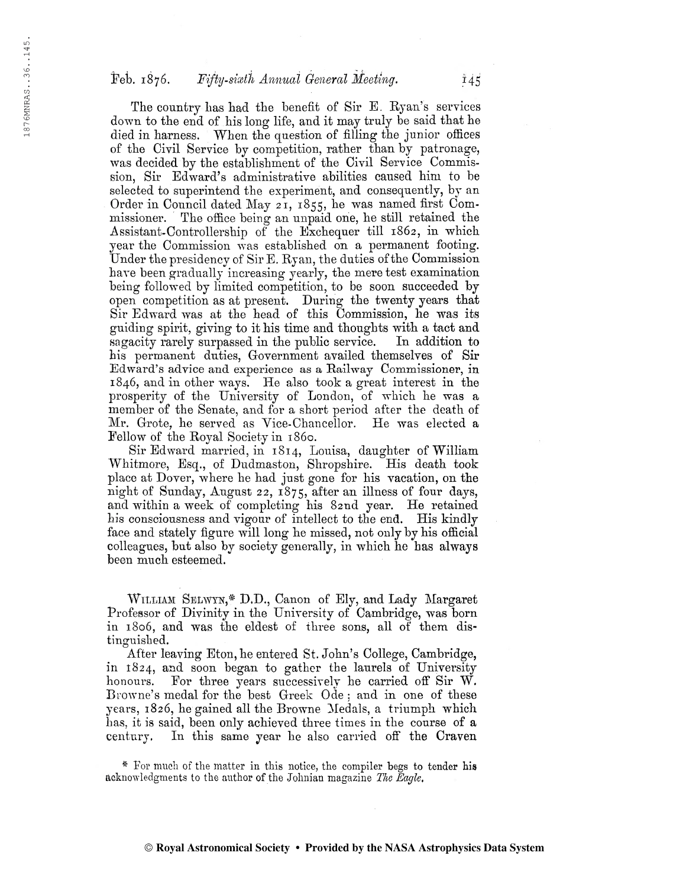The country has had the benefit of Sir E. Ryan's services down to the end of his long life, and it may truly be said that he died in harness. When the question of filling the junior offices of the Civil Service by competition, rather than by patronage, was decided by the establishment of the Civil Service Commission, Sir Edward's administrative abilities caused him to be selected to superintend the experiment, and consequently, by an Order in Council dated May 21, 1855, he was named first Commissioner. The office being an unpaid one, he still retained the Assistant-Controllership of the Exchequer till 1862, in which year the Commission was established on a permanent footing. Under the presidency of Sir E. Ryan, the duties of the Commission have been gradually increasing yearly, the mere test examination being followed by limited competition, to be soon succeeded by open competition as at present. During the twenty years that Sir Edward was at the head of this Commission, he was its guiding spirit, giving to it his time and thoughts with a tact and sagacity rarely surpassed in the public service. In addition to his permanent duties, Government availed themselves of Sir Edward's advice and experience as a Railway Commissioner, in 1846, and in other ways. He also took a great interest in the prosperity of the University of London, of which he was a member of the Senate, and for a short period after the death of Mr. Grote, he served as Vice-Chancellor. He was elected a Fellow of the Royal Society in 1860.

Sir Edward married, in 1814, Louisa, daughter of William Whitmore, Esq., of Dudmaston, Shropshire. His death took place at Dover, where he had just gone for his vacation, on the night of Sunday, August 22, 1875, after an illness of four days, and within a week of completing his 82nd year. He retained his consciousness and vigour of intellect to the end. His kindly face and stately figure will long be missed, not only by his official colleagues, but also by society generally, in which he has always been much esteemed.

William Selwyn,* D.D., Canon of Ely, and Lady Margaret Professor of Divinity in the University of Cambridge, was born in 1806, and was the eldest of three sons, all of them distinguished.

After leaving Eton, he entered St. John's College, Cambridge, in 1824, and soon began to gather the laurels of University honours. For three years successively he carried off Sir W. Browne's medal for the best Greek Ode; and in one of these years, 1826, he gained all the Browne Medals, a triumph which has, it is said, been only achieved three times in the course of a century. In this same year he also carried off the Craven

\* For much of the matter in this notice, the compiler begs to tender his acknowledgments to the author of the Johnian magazine *The Eagle*.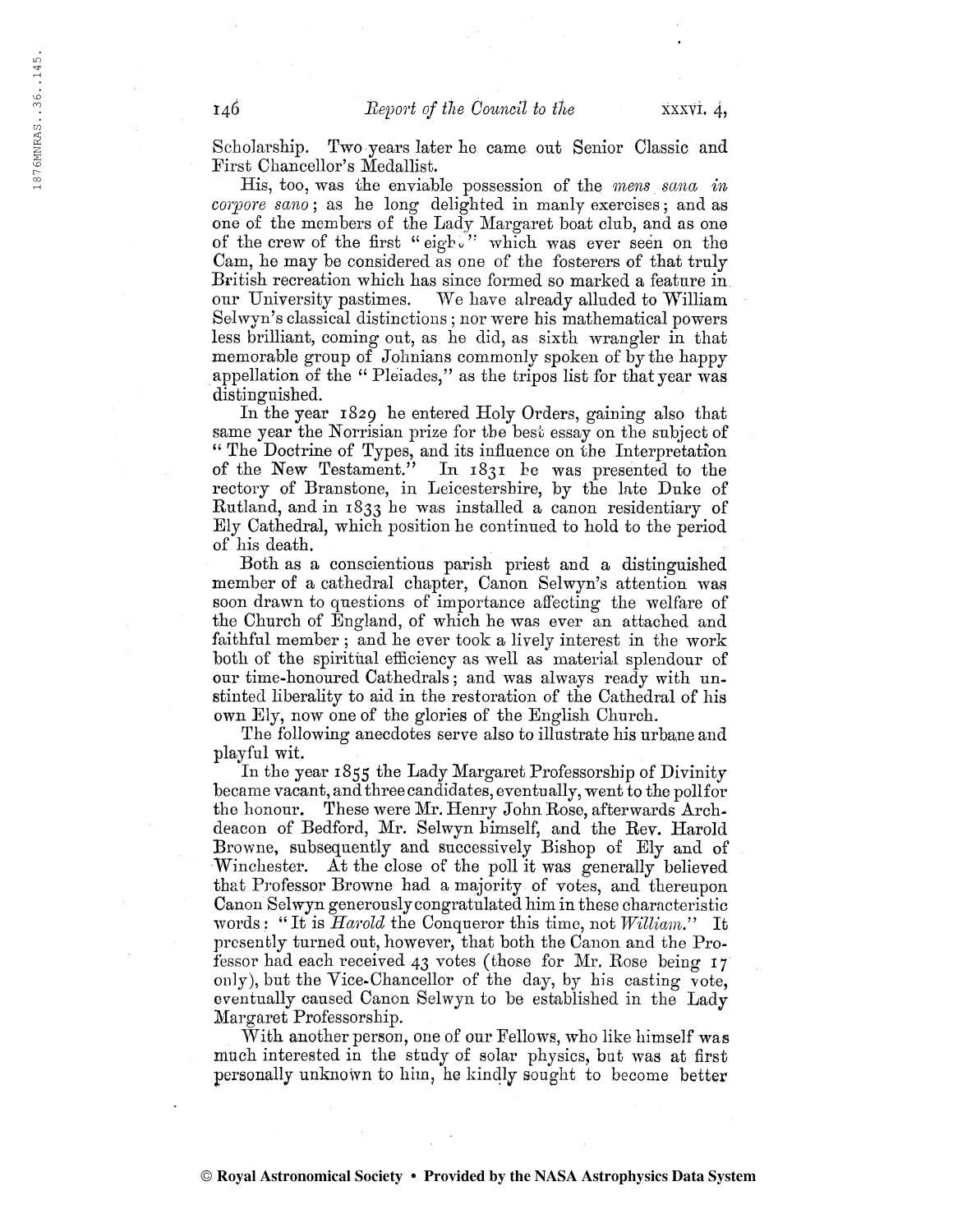Scholarship. Two years later he came out Senior Classic and First Chancellor's Medallist.

His, too, was the enviable possession of the *mens sana in corpore sano*; as he long delighted in manly exercises; and as one of the members of the Lady Margaret boat club, and as one of the crew of the first "eight" which was ever seen on the Cam, he may be considered as one of the fosterers of that truly British recreation which has since formed so marked a feature in our University pastimes. We have already alluded to William Selwyn's classical distinctions; nor were his mathematical powers less brilliant, coming out, as he did, as sixth wrangler in that memorable group of Johnians commonly spoken of by the happy appellation of the "Pleiades," as the tripos list for that year was distinguished.

In the year 1829 he entered Holy Orders, gaining also that same year the Norrisian prize for the best essay on the subject of "The Doctrine of Types, and its influence on the Interpretation of the New Testament." In 1831 he was presented to the rectory of Branstone, in Leicestershire, by the late Duke of Rutland, and in 1833 he was installed a canon residentiary of Ely Cathedral, which position he continued to hold to the period of his death.

Both as a conscientious parish priest and a distinguished member of a cathedral chapter, Canon Selwyn's attention was soon drawn to questions of importance affecting the welfare of the Church of England, of which he was ever an attached and faithful member; and he ever took a lively interest in the work both of the spiritual efficiency as well as material splendour of our time-honoured Cathedrals; and was always ready with unstinted liberality to aid in the restoration of the Cathedral of his own Ely, now one of the glories of the English Church.

The following anecdotes serve also to illustrate his urbane and playful wit.

In the year 1855 the Lady Margaret Professorship of Divinity became vacant, and three candidates, eventually, went to the poll for the honour. These were Mr. Henry John Rose, afterwards Archdeacon of Bedford, Mr. Selwyn himself, and the Rev. Harold Browne, subsequently and successively Bishop of Ely and of Winchester. At the close of the poll it was generally believed that Professor Browne had a majority of votes, and thereupon Canon Selwyn generously congratulated him in these characteristic words: "It is *Harold* the Conqueror this time, not *William*." It presently turned out, however, that both the Canon and the Professor had each received 43 votes (those for Mr. Rose being 17 only), but the Vice-Chancellor of the day, by his casting vote, eventually caused Canon Selwyn to be established in the Lady Margaret Professorship.

With another person, one of our Fellows, who like himself was much interested in the study of solar physics, but was at first personally unknown to him, he kindly sought to become better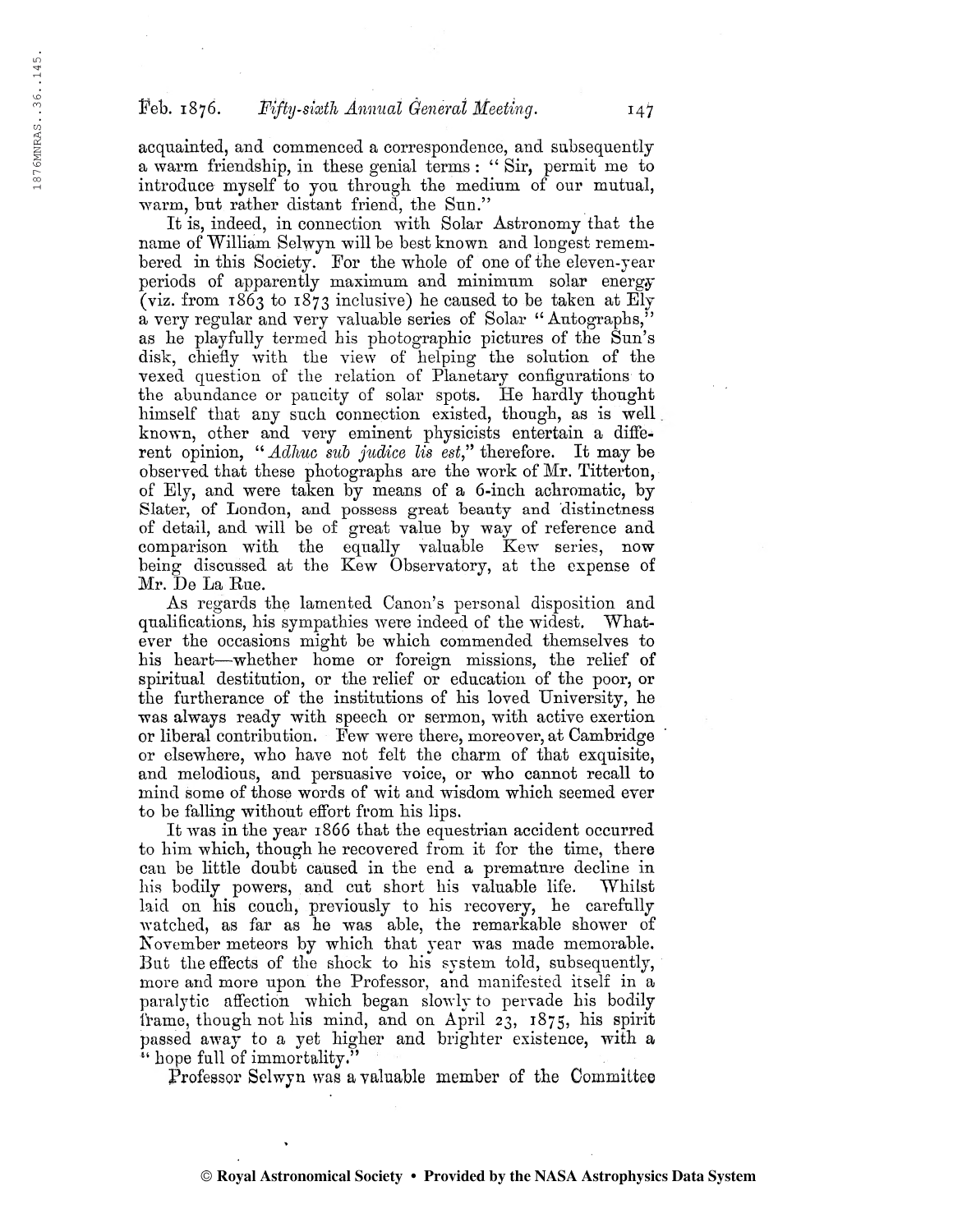acquainted, and commenced a correspondence, and subsequently a warm friendship, in these genial terms: "Sir, permit me to introduce myself to you through the medium of our mutual, warm, but rather distant friend, the Sun."

It is, indeed, in connection with Solar Astronomy that the name of William Selwyn will be best known and longest remembered in this Society. For the whole of one of the eleven-year periods of apparently maximum and minimum solar energy (viz. from 1863 to 1873 inclusive) he caused to be taken at Ely a very regular and very valuable series of Solar "Autographs," as he playfully termed his photographic pictures of the Sun's disk, chiefly with the view of helping the solution of the vexed question of the relation of Planetary configurations to the abundance or paucity of solar spots. He hardly thought himself that any such connection existed, though, as is well known, other and very eminent physicists entertain a different opinion, "*Adhuc sub judice lis est*," therefore. It may be observed that these photographs are the work of Mr. Titterton, of Ely, and were taken by means of a 6-inch achromatic, by Slater, of London, and possess great beauty and distinctness of detail, and will be of great value by way of reference and comparison with the equally valuable Kew series, now being discussed at the Kew Observatory, at the expense of Mr. De La Rue.

As regards the lamented Canon's personal disposition and qualifications, his sympathies were indeed of the widest. Whatever the occasions might be which commended themselves to his heart—whether home or foreign missions, the relief of spiritual destitution, or the relief or education of the poor, or the furtherance of the institutions of his loved University, he was always ready with speech or sermon, with active exertion or liberal contribution. Few were there, moreover, at Cambridge or elsewhere, who have not felt the charm of that exquisite, and melodious, and persuasive voice, or who cannot recall to mind some of those words of wit and wisdom which seemed ever to be falling without effort from his lips.

It was in the year 1866 that the equestrian accident occurred to him which, though he recovered from it for the time, there can be little doubt caused in the end a premature decline in his bodily powers, and cut short his valuable life. Whilst laid on his couch, previously to his recovery, he carefully watched, as far as he was able, the remarkable shower of November meteors by which that year was made memorable. But the effects of the shock to his system told, subsequently, more and more upon the Professor, and manifested itself in a paralytic affection which began slowly to pervade his bodily frame, though not his mind, and on April 23, 1875, his spirit passed away to a yet higher and brighter existence, with a "hope full of immortality."

Professor Selwyn was a valuable member of the Committee